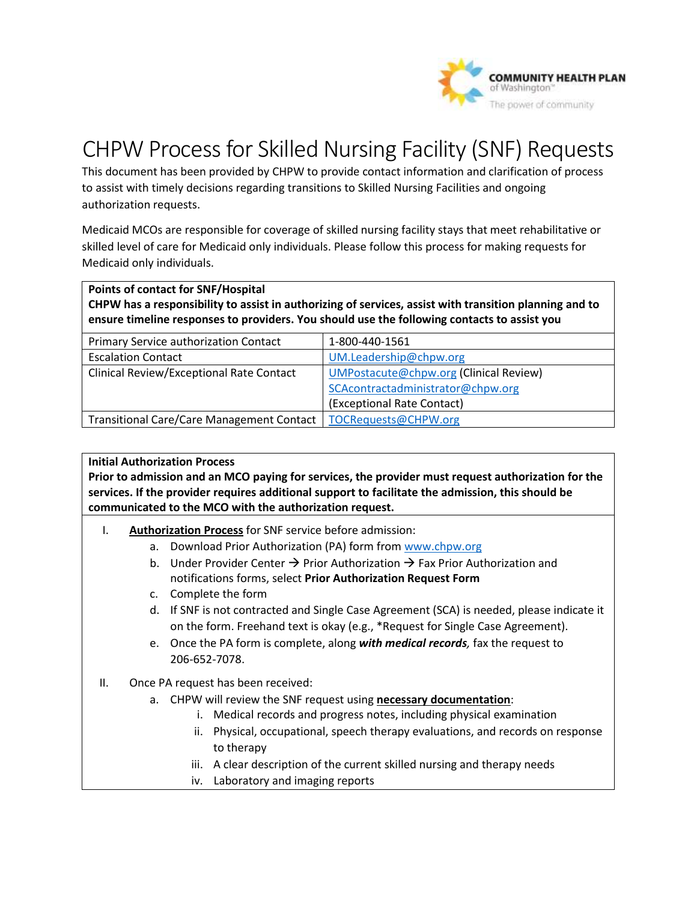# CHPW Process for Skilled Nursing Facility (SNF) Requests

This document has been provided by CHPW to provide contact information and clarification of process to assist with timely decisions regarding transitions to Skilled Nursing Facilities and ongoing authorization requests.

Medicaid MCOs are responsible for coverage of skilled nursing facility stays that meet rehabilitative or skilled level of care for Medicaid only individuals. Please follow this process for making requests for Medicaid only individuals.

| **Points of contact for SNF/Hospital**<br>**CHPW has a responsibility to assist in authorizing of services, assist with transition planning and to ensure timeline responses to providers. You should use the following contacts to assist you** | |
|---|---|
| Primary Service authorization Contact | 1-800-440-1561 |
| Escalation Contact | UM.Leadership@chpw.org |
| Clinical Review/Exceptional Rate Contact | UMPostacute@chpw.org (Clinical Review)<br>SCAcontractadministrator@chpw.org<br>(Exceptional Rate Contact) |
| Transitional Care/Care Management Contact | TOCRequests@CHPW.org |

**Initial Authorization Process**

**Prior to admission and an MCO paying for services, the provider must request authorization for the services. If the provider requires additional support to facilitate the admission, this should be communicated to the MCO with the authorization request.**

I. **Authorization Process** for SNF service before admission:
   a. Download Prior Authorization (PA) form from www.chpw.org
   b. Under Provider Center → Prior Authorization → Fax Prior Authorization and notifications forms, select **Prior Authorization Request Form**
   c. Complete the form
   d. If SNF is not contracted and Single Case Agreement (SCA) is needed, please indicate it on the form. Freehand text is okay (e.g., *Request for Single Case Agreement).
   e. Once the PA form is complete, along ***with medical records,*** fax the request to 206-652-7078.

II. Once PA request has been received:
   a. CHPW will review the SNF request using **necessary documentation**:
      i. Medical records and progress notes, including physical examination
      ii. Physical, occupational, speech therapy evaluations, and records on response to therapy
      iii. A clear description of the current skilled nursing and therapy needs
      iv. Laboratory and imaging reports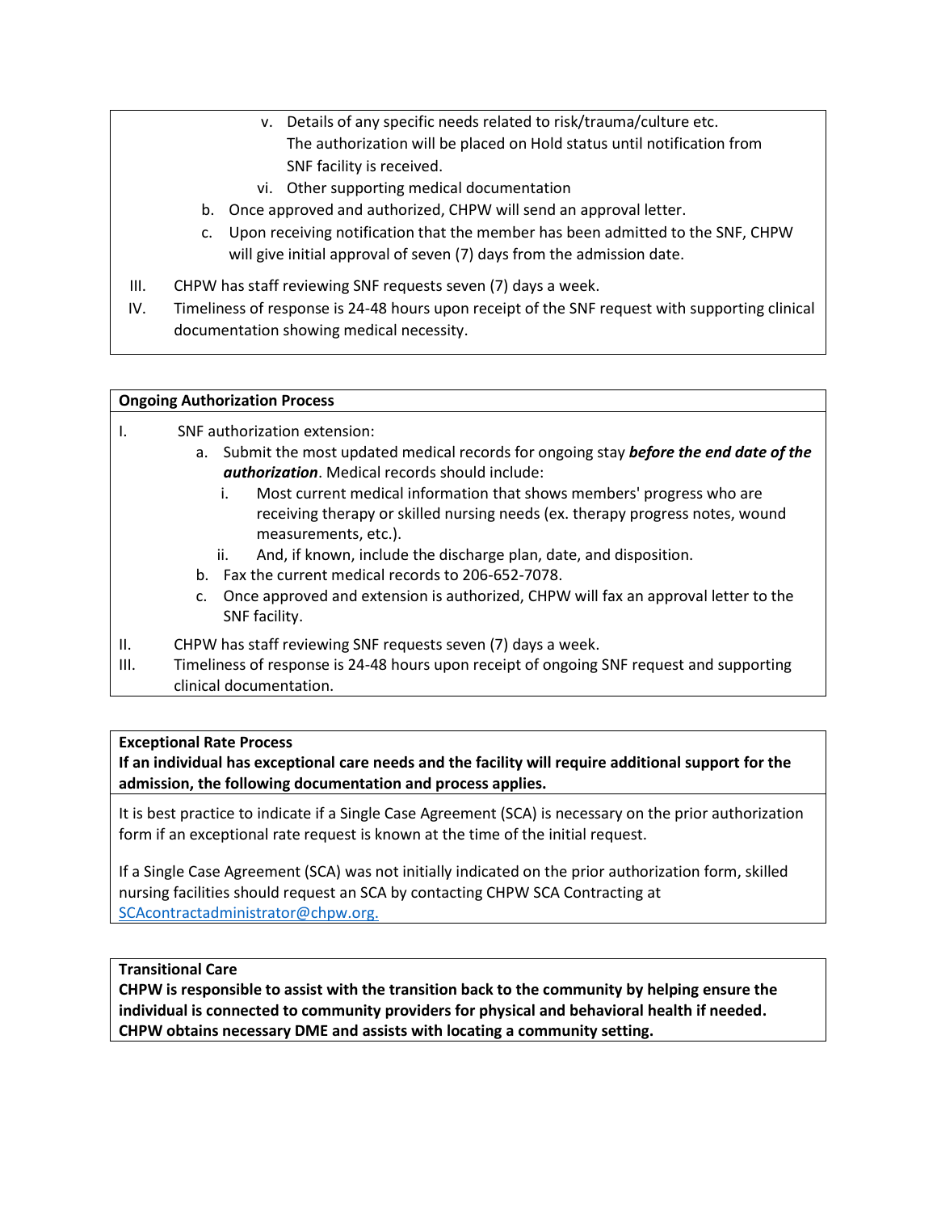v. Details of any specific needs related to risk/trauma/culture etc. The authorization will be placed on Hold status until notification from SNF facility is received.

vi. Other supporting medical documentation

b. Once approved and authorized, CHPW will send an approval letter.

c. Upon receiving notification that the member has been admitted to the SNF, CHPW will give initial approval of seven (7) days from the admission date.

III. CHPW has staff reviewing SNF requests seven (7) days a week.

IV. Timeliness of response is 24-48 hours upon receipt of the SNF request with supporting clinical documentation showing medical necessity.

**Ongoing Authorization Process**

I. SNF authorization extension:

  a. Submit the most updated medical records for ongoing stay ***before the end date of the authorization***. Medical records should include:

    i. Most current medical information that shows members' progress who are receiving therapy or skilled nursing needs (ex. therapy progress notes, wound measurements, etc.).

    ii. And, if known, include the discharge plan, date, and disposition.

  b. Fax the current medical records to 206-652-7078.

  c. Once approved and extension is authorized, CHPW will fax an approval letter to the SNF facility.

II. CHPW has staff reviewing SNF requests seven (7) days a week.

III. Timeliness of response is 24-48 hours upon receipt of ongoing SNF request and supporting clinical documentation.

**Exceptional Rate Process**

**If an individual has exceptional care needs and the facility will require additional support for the admission, the following documentation and process applies.**

It is best practice to indicate if a Single Case Agreement (SCA) is necessary on the prior authorization form if an exceptional rate request is known at the time of the initial request.

If a Single Case Agreement (SCA) was not initially indicated on the prior authorization form, skilled nursing facilities should request an SCA by contacting CHPW SCA Contracting at SCAcontractadministrator@chpw.org.

**Transitional Care**

**CHPW is responsible to assist with the transition back to the community by helping ensure the individual is connected to community providers for physical and behavioral health if needed. CHPW obtains necessary DME and assists with locating a community setting.**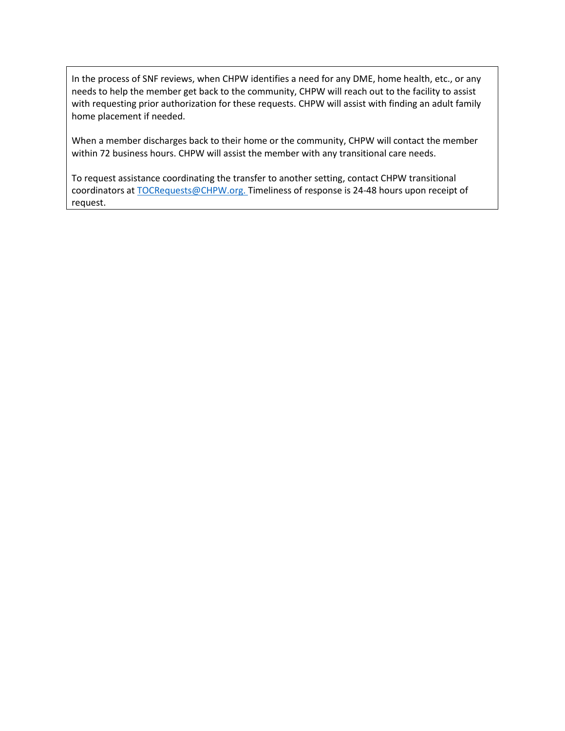In the process of SNF reviews, when CHPW identifies a need for any DME, home health, etc., or any needs to help the member get back to the community, CHPW will reach out to the facility to assist with requesting prior authorization for these requests. CHPW will assist with finding an adult family home placement if needed.

When a member discharges back to their home or the community, CHPW will contact the member within 72 business hours. CHPW will assist the member with any transitional care needs.

To request assistance coordinating the transfer to another setting, contact CHPW transitional coordinators at TOCRequests@CHPW.org. Timeliness of response is 24-48 hours upon receipt of request.